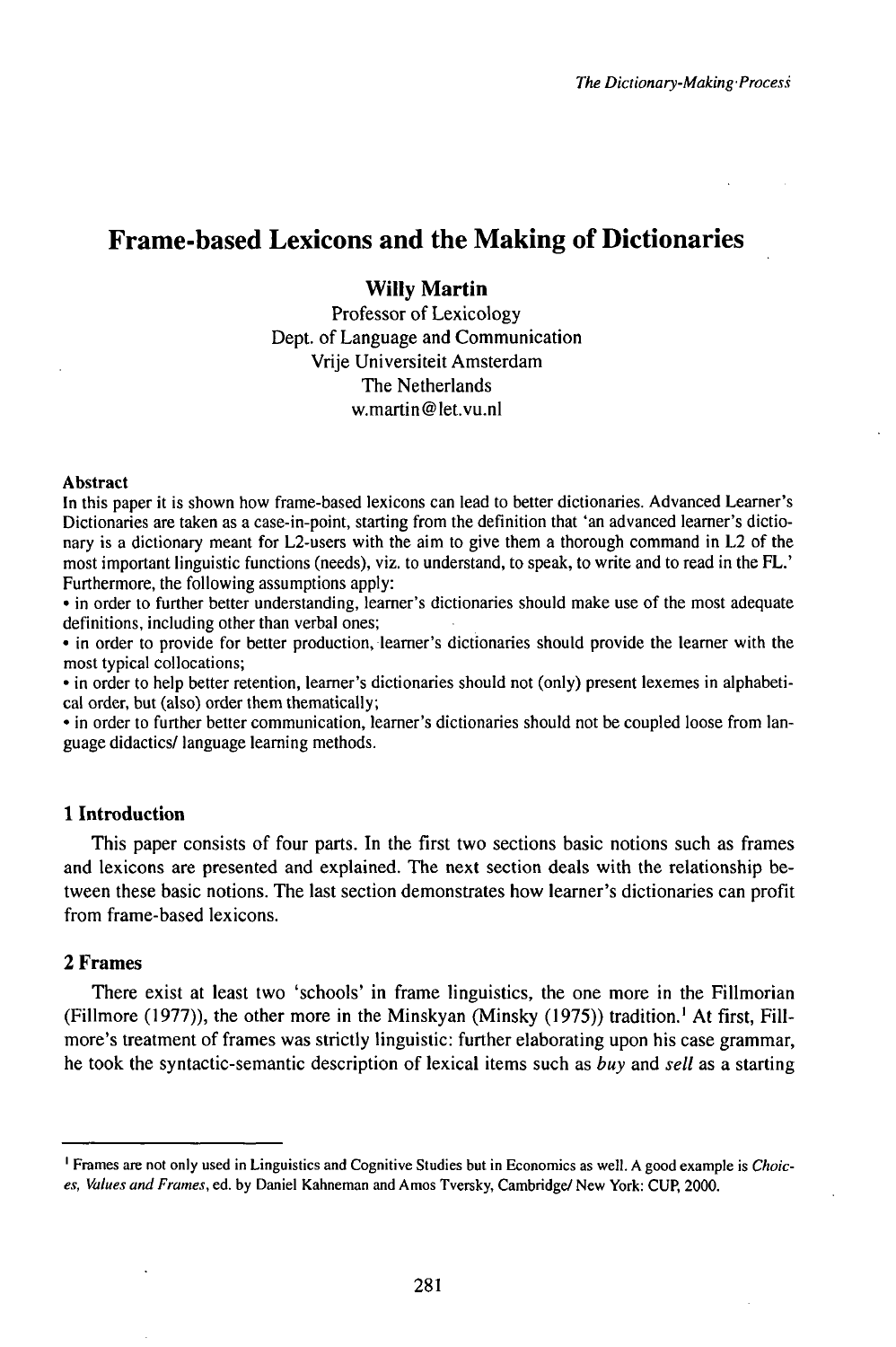# Frame-based Lexicons and the Making of Dictionaries

**Willy Martin**
Professor of Lexicology
Dept. of Language and Communication
Vrije Universiteit Amsterdam
The Netherlands
w.martin@let.vu.nl

**Abstract**

In this paper it is shown how frame-based lexicons can lead to better dictionaries. Advanced Learner's Dictionaries are taken as a case-in-point, starting from the definition that 'an advanced learner's dictionary is a dictionary meant for L2-users with the aim to give them a thorough command in L2 of the most important linguistic functions (needs), viz. to understand, to speak, to write and to read in the FL.' Furthermore, the following assumptions apply:

- in order to further better understanding, learner's dictionaries should make use of the most adequate definitions, including other than verbal ones;
- in order to provide for better production, learner's dictionaries should provide the learner with the most typical collocations;
- in order to help better retention, learner's dictionaries should not (only) present lexemes in alphabetical order, but (also) order them thematically;
- in order to further better communication, learner's dictionaries should not be coupled loose from language didactics/ language learning methods.

## 1 Introduction

This paper consists of four parts. In the first two sections basic notions such as frames and lexicons are presented and explained. The next section deals with the relationship between these basic notions. The last section demonstrates how learner's dictionaries can profit from frame-based lexicons.

## 2 Frames

There exist at least two 'schools' in frame linguistics, the one more in the Fillmorian (Fillmore (1977)), the other more in the Minskyan (Minsky (1975)) tradition.[1] At first, Fillmore's treatment of frames was strictly linguistic: further elaborating upon his case grammar, he took the syntactic-semantic description of lexical items such as *buy* and *sell* as a starting

[1] Frames are not only used in Linguistics and Cognitive Studies but in Economics as well. A good example is *Choices, Values and Frames*, ed. by Daniel Kahneman and Amos Tversky, Cambridge/ New York: CUP, 2000.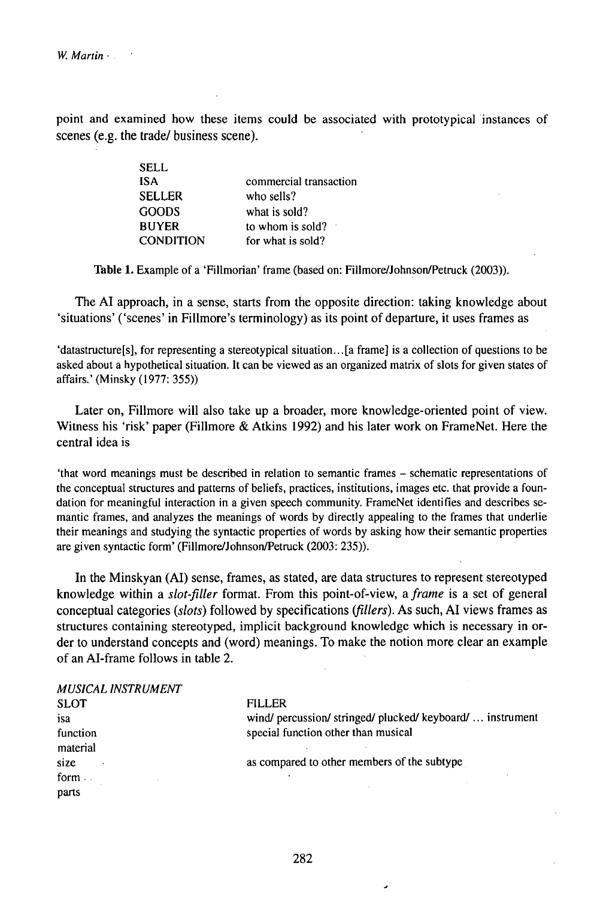point and examined how these items could be associated with prototypical instances of scenes (e.g. the trade/ business scene).

| SELL | |
|---|---|
| ISA | commercial transaction |
| SELLER | who sells? |
| GOODS | what is sold? |
| BUYER | to whom is sold? |
| CONDITION | for what is sold? |

**Table 1.** Example of a 'Fillmorian' frame (based on: Fillmore/Johnson/Petruck (2003)).

The AI approach, in a sense, starts from the opposite direction: taking knowledge about 'situations' ('scenes' in Fillmore's terminology) as its point of departure, it uses frames as

'datastructure[s], for representing a stereotypical situation...[a frame] is a collection of questions to be asked about a hypothetical situation. It can be viewed as an organized matrix of slots for given states of affairs.' (Minsky (1977: 355))

Later on, Fillmore will also take up a broader, more knowledge-oriented point of view. Witness his 'risk' paper (Fillmore & Atkins 1992) and his later work on FrameNet. Here the central idea is

'that word meanings must be described in relation to semantic frames – schematic representations of the conceptual structures and patterns of beliefs, practices, institutions, images etc. that provide a foundation for meaningful interaction in a given speech community. FrameNet identifies and describes semantic frames, and analyzes the meanings of words by directly appealing to the frames that underlie their meanings and studying the syntactic properties of words by asking how their semantic properties are given syntactic form' (Fillmore/Johnson/Petruck (2003: 235)).

In the Minskyan (AI) sense, frames, as stated, are data structures to represent stereotyped knowledge within a *slot-filler* format. From this point-of-view, a *frame* is a set of general conceptual categories (*slots*) followed by specifications (*fillers*). As such, AI views frames as structures containing stereotyped, implicit background knowledge which is necessary in order to understand concepts and (word) meanings. To make the notion more clear an example of an AI-frame follows in table 2.

| *MUSICAL INSTRUMENT* | |
|---|---|
| SLOT | FILLER |
| isa | wind/ percussion/ stringed/ plucked/ keyboard/ ... instrument |
| function | special function other than musical |
| material | |
| size | as compared to other members of the subtype |
| form | |
| parts | |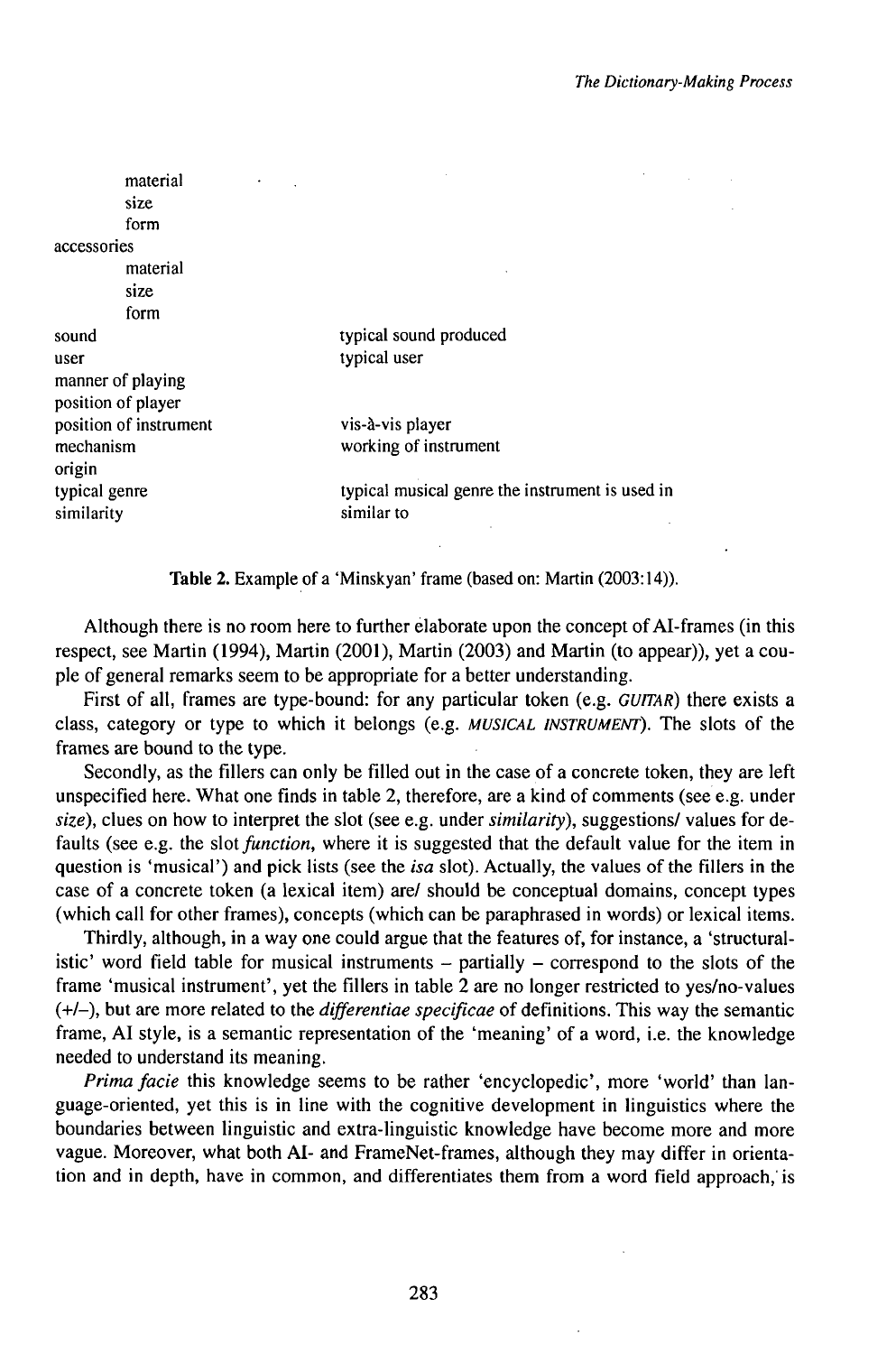| | |
|---|---|
| material | |
| size | |
| form | |
| accessories | |
| material | |
| size | |
| form | |
| sound | typical sound produced |
| user | typical user |
| manner of playing | |
| position of player | |
| position of instrument | vis-à-vis player |
| mechanism | working of instrument |
| origin | |
| typical genre | typical musical genre the instrument is used in |
| similarity | similar to |

**Table 2.** Example of a 'Minskyan' frame (based on: Martin (2003:14)).

Although there is no room here to further elaborate upon the concept of AI-frames (in this respect, see Martin (1994), Martin (2001), Martin (2003) and Martin (to appear)), yet a couple of general remarks seem to be appropriate for a better understanding.

First of all, frames are type-bound: for any particular token (e.g. *GUITAR*) there exists a class, category or type to which it belongs (e.g. *MUSICAL INSTRUMENT*). The slots of the frames are bound to the type.

Secondly, as the fillers can only be filled out in the case of a concrete token, they are left unspecified here. What one finds in table 2, therefore, are a kind of comments (see e.g. under *size*), clues on how to interpret the slot (see e.g. under *similarity*), suggestions/ values for defaults (see e.g. the slot *function*, where it is suggested that the default value for the item in question is 'musical') and pick lists (see the *isa* slot). Actually, the values of the fillers in the case of a concrete token (a lexical item) are/ should be conceptual domains, concept types (which call for other frames), concepts (which can be paraphrased in words) or lexical items.

Thirdly, although, in a way one could argue that the features of, for instance, a 'structuralistic' word field table for musical instruments – partially – correspond to the slots of the frame 'musical instrument', yet the fillers in table 2 are no longer restricted to yes/no-values (+/–), but are more related to the *differentiae specificae* of definitions. This way the semantic frame, AI style, is a semantic representation of the 'meaning' of a word, i.e. the knowledge needed to understand its meaning.

*Prima facie* this knowledge seems to be rather 'encyclopedic', more 'world' than language-oriented, yet this is in line with the cognitive development in linguistics where the boundaries between linguistic and extra-linguistic knowledge have become more and more vague. Moreover, what both AI- and FrameNet-frames, although they may differ in orientation and in depth, have in common, and differentiates them from a word field approach, is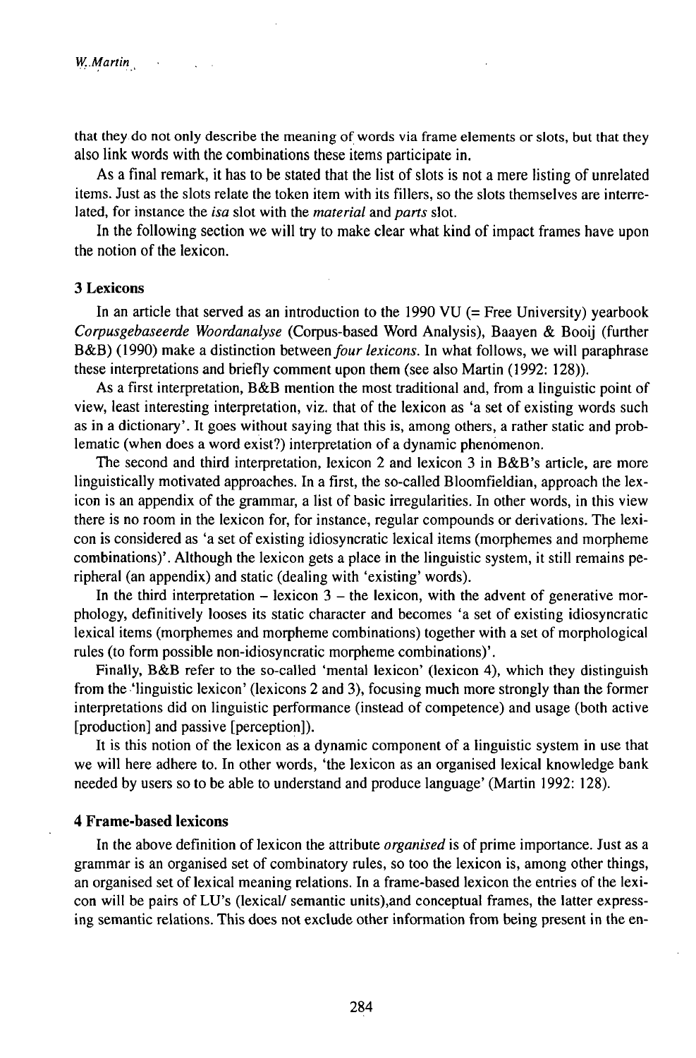that they do not only describe the meaning of words via frame elements or slots, but that they also link words with the combinations these items participate in.

As a final remark, it has to be stated that the list of slots is not a mere listing of unrelated items. Just as the slots relate the token item with its fillers, so the slots themselves are interrelated, for instance the *isa* slot with the *material* and *parts* slot.

In the following section we will try to make clear what kind of impact frames have upon the notion of the lexicon.

## 3 Lexicons

In an article that served as an introduction to the 1990 VU (= Free University) yearbook *Corpusgebaseerde Woordanalyse* (Corpus-based Word Analysis), Baayen & Booij (further B&B) (1990) make a distinction between *four lexicons*. In what follows, we will paraphrase these interpretations and briefly comment upon them (see also Martin (1992: 128)).

As a first interpretation, B&B mention the most traditional and, from a linguistic point of view, least interesting interpretation, viz. that of the lexicon as 'a set of existing words such as in a dictionary'. It goes without saying that this is, among others, a rather static and problematic (when does a word exist?) interpretation of a dynamic phenomenon.

The second and third interpretation, lexicon 2 and lexicon 3 in B&B's article, are more linguistically motivated approaches. In a first, the so-called Bloomfieldian, approach the lexicon is an appendix of the grammar, a list of basic irregularities. In other words, in this view there is no room in the lexicon for, for instance, regular compounds or derivations. The lexicon is considered as 'a set of existing idiosyncratic lexical items (morphemes and morpheme combinations)'. Although the lexicon gets a place in the linguistic system, it still remains peripheral (an appendix) and static (dealing with 'existing' words).

In the third interpretation – lexicon 3 – the lexicon, with the advent of generative morphology, definitively looses its static character and becomes 'a set of existing idiosyncratic lexical items (morphemes and morpheme combinations) together with a set of morphological rules (to form possible non-idiosyncratic morpheme combinations)'.

Finally, B&B refer to the so-called 'mental lexicon' (lexicon 4), which they distinguish from the 'linguistic lexicon' (lexicons 2 and 3), focusing much more strongly than the former interpretations did on linguistic performance (instead of competence) and usage (both active [production] and passive [perception]).

It is this notion of the lexicon as a dynamic component of a linguistic system in use that we will here adhere to. In other words, 'the lexicon as an organised lexical knowledge bank needed by users so to be able to understand and produce language' (Martin 1992: 128).

## 4 Frame-based lexicons

In the above definition of lexicon the attribute *organised* is of prime importance. Just as a grammar is an organised set of combinatory rules, so too the lexicon is, among other things, an organised set of lexical meaning relations. In a frame-based lexicon the entries of the lexicon will be pairs of LU's (lexical/ semantic units),and conceptual frames, the latter expressing semantic relations. This does not exclude other information from being present in the en-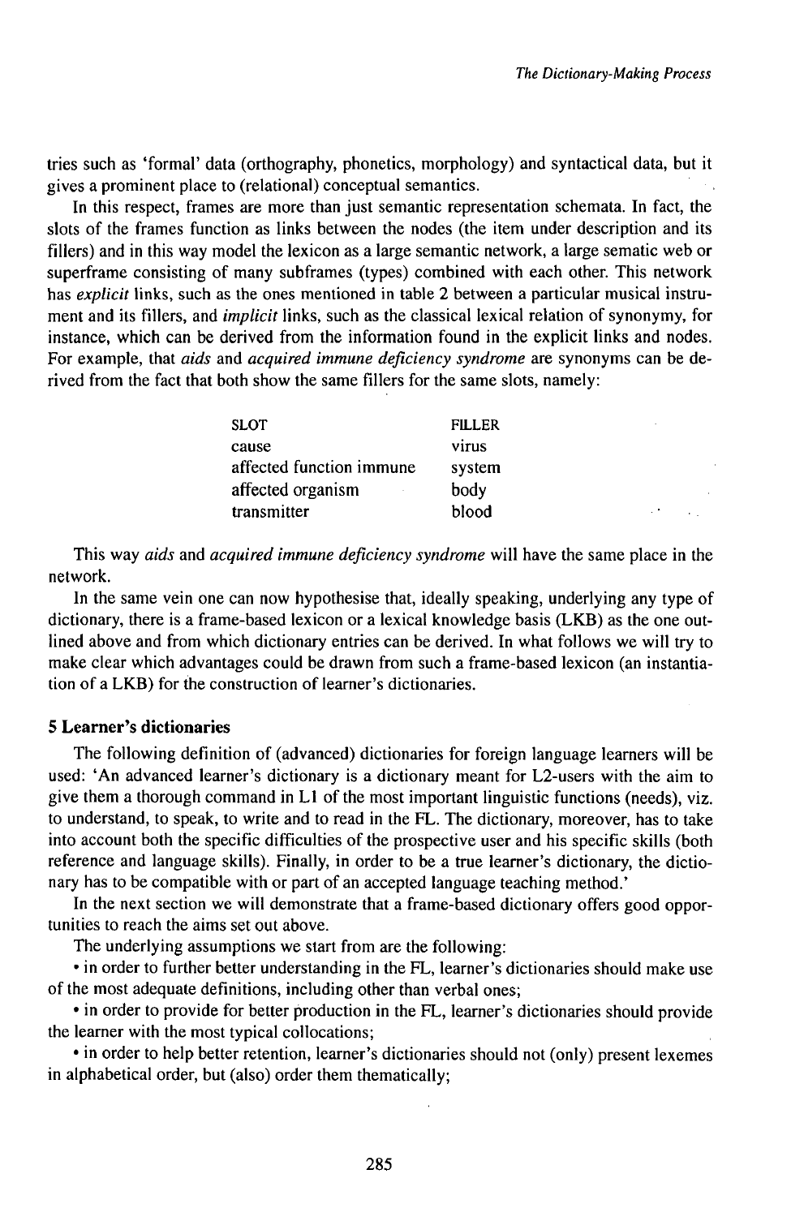tries such as 'formal' data (orthography, phonetics, morphology) and syntactical data, but it gives a prominent place to (relational) conceptual semantics.

In this respect, frames are more than just semantic representation schemata. In fact, the slots of the frames function as links between the nodes (the item under description and its fillers) and in this way model the lexicon as a large semantic network, a large sematic web or superframe consisting of many subframes (types) combined with each other. This network has *explicit* links, such as the ones mentioned in table 2 between a particular musical instrument and its fillers, and *implicit* links, such as the classical lexical relation of synonymy, for instance, which can be derived from the information found in the explicit links and nodes. For example, that *aids* and *acquired immune deficiency syndrome* are synonyms can be derived from the fact that both show the same fillers for the same slots, namely:

| SLOT | FILLER |
|---|---|
| cause | virus |
| affected function immune | system |
| affected organism | body |
| transmitter | blood |

This way *aids* and *acquired immune deficiency syndrome* will have the same place in the network.

In the same vein one can now hypothesise that, ideally speaking, underlying any type of dictionary, there is a frame-based lexicon or a lexical knowledge basis (LKB) as the one outlined above and from which dictionary entries can be derived. In what follows we will try to make clear which advantages could be drawn from such a frame-based lexicon (an instantiation of a LKB) for the construction of learner's dictionaries.

## 5 Learner's dictionaries

The following definition of (advanced) dictionaries for foreign language learners will be used: 'An advanced learner's dictionary is a dictionary meant for L2-users with the aim to give them a thorough command in L1 of the most important linguistic functions (needs), viz. to understand, to speak, to write and to read in the FL. The dictionary, moreover, has to take into account both the specific difficulties of the prospective user and his specific skills (both reference and language skills). Finally, in order to be a true learner's dictionary, the dictionary has to be compatible with or part of an accepted language teaching method.'

In the next section we will demonstrate that a frame-based dictionary offers good opportunities to reach the aims set out above.

The underlying assumptions we start from are the following:

- in order to further better understanding in the FL, learner's dictionaries should make use of the most adequate definitions, including other than verbal ones;
- in order to provide for better production in the FL, learner's dictionaries should provide the learner with the most typical collocations;
- in order to help better retention, learner's dictionaries should not (only) present lexemes in alphabetical order, but (also) order them thematically;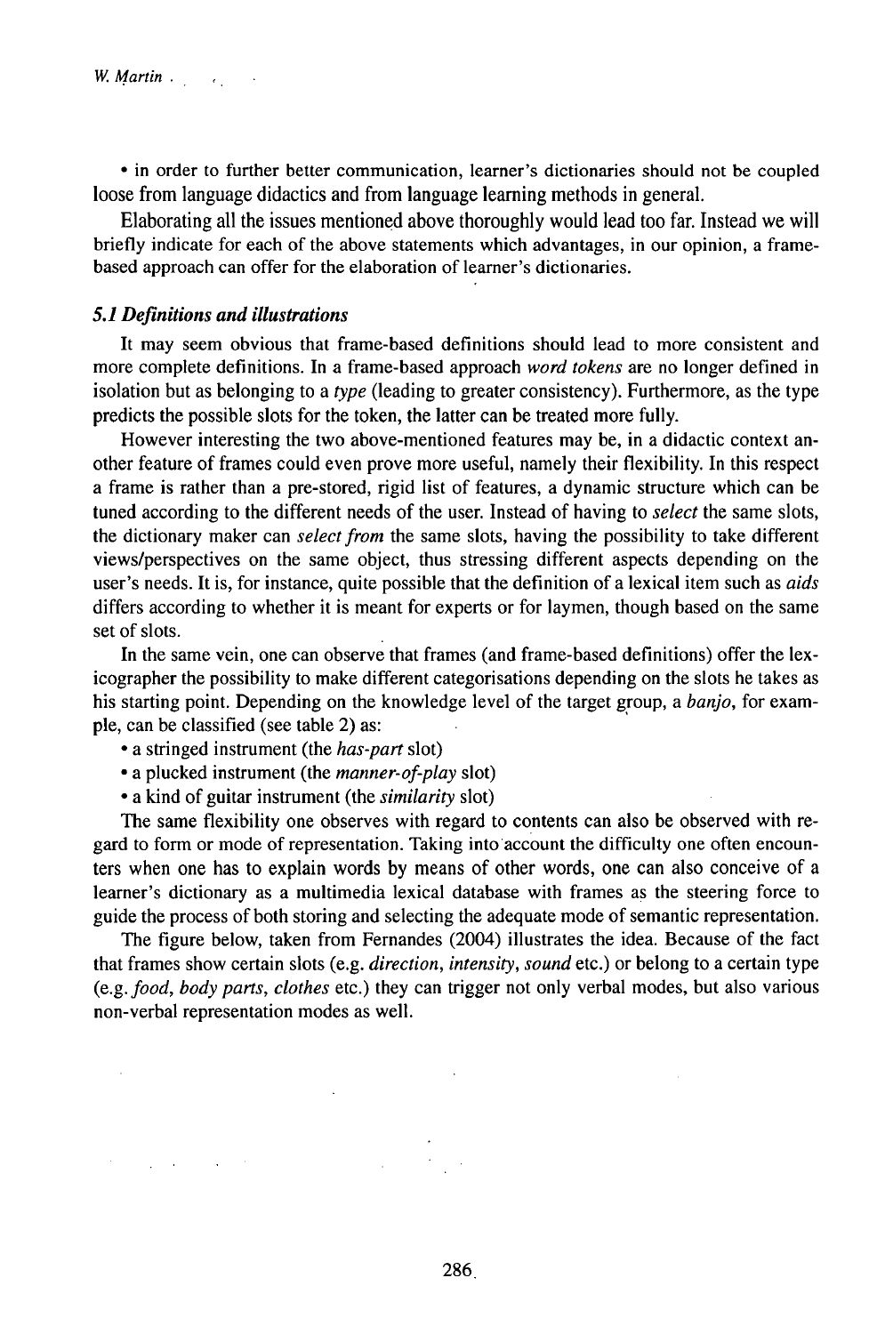• in order to further better communication, learner's dictionaries should not be coupled loose from language didactics and from language learning methods in general.

Elaborating all the issues mentioned above thoroughly would lead too far. Instead we will briefly indicate for each of the above statements which advantages, in our opinion, a frame-based approach can offer for the elaboration of learner's dictionaries.

### *5.1 Definitions and illustrations*

It may seem obvious that frame-based definitions should lead to more consistent and more complete definitions. In a frame-based approach *word tokens* are no longer defined in isolation but as belonging to a *type* (leading to greater consistency). Furthermore, as the type predicts the possible slots for the token, the latter can be treated more fully.

However interesting the two above-mentioned features may be, in a didactic context another feature of frames could even prove more useful, namely their flexibility. In this respect a frame is rather than a pre-stored, rigid list of features, a dynamic structure which can be tuned according to the different needs of the user. Instead of having to *select* the same slots, the dictionary maker can *select from* the same slots, having the possibility to take different views/perspectives on the same object, thus stressing different aspects depending on the user's needs. It is, for instance, quite possible that the definition of a lexical item such as *aids* differs according to whether it is meant for experts or for laymen, though based on the same set of slots.

In the same vein, one can observe that frames (and frame-based definitions) offer the lexicographer the possibility to make different categorisations depending on the slots he takes as his starting point. Depending on the knowledge level of the target group, a *banjo*, for example, can be classified (see table 2) as:

- a stringed instrument (the *has-part* slot)
- a plucked instrument (the *manner-of-play* slot)
- a kind of guitar instrument (the *similarity* slot)

The same flexibility one observes with regard to contents can also be observed with regard to form or mode of representation. Taking into account the difficulty one often encounters when one has to explain words by means of other words, one can also conceive of a learner's dictionary as a multimedia lexical database with frames as the steering force to guide the process of both storing and selecting the adequate mode of semantic representation.

The figure below, taken from Fernandes (2004) illustrates the idea. Because of the fact that frames show certain slots (e.g. *direction*, *intensity*, *sound* etc.) or belong to a certain type (e.g. *food*, *body parts*, *clothes* etc.) they can trigger not only verbal modes, but also various non-verbal representation modes as well.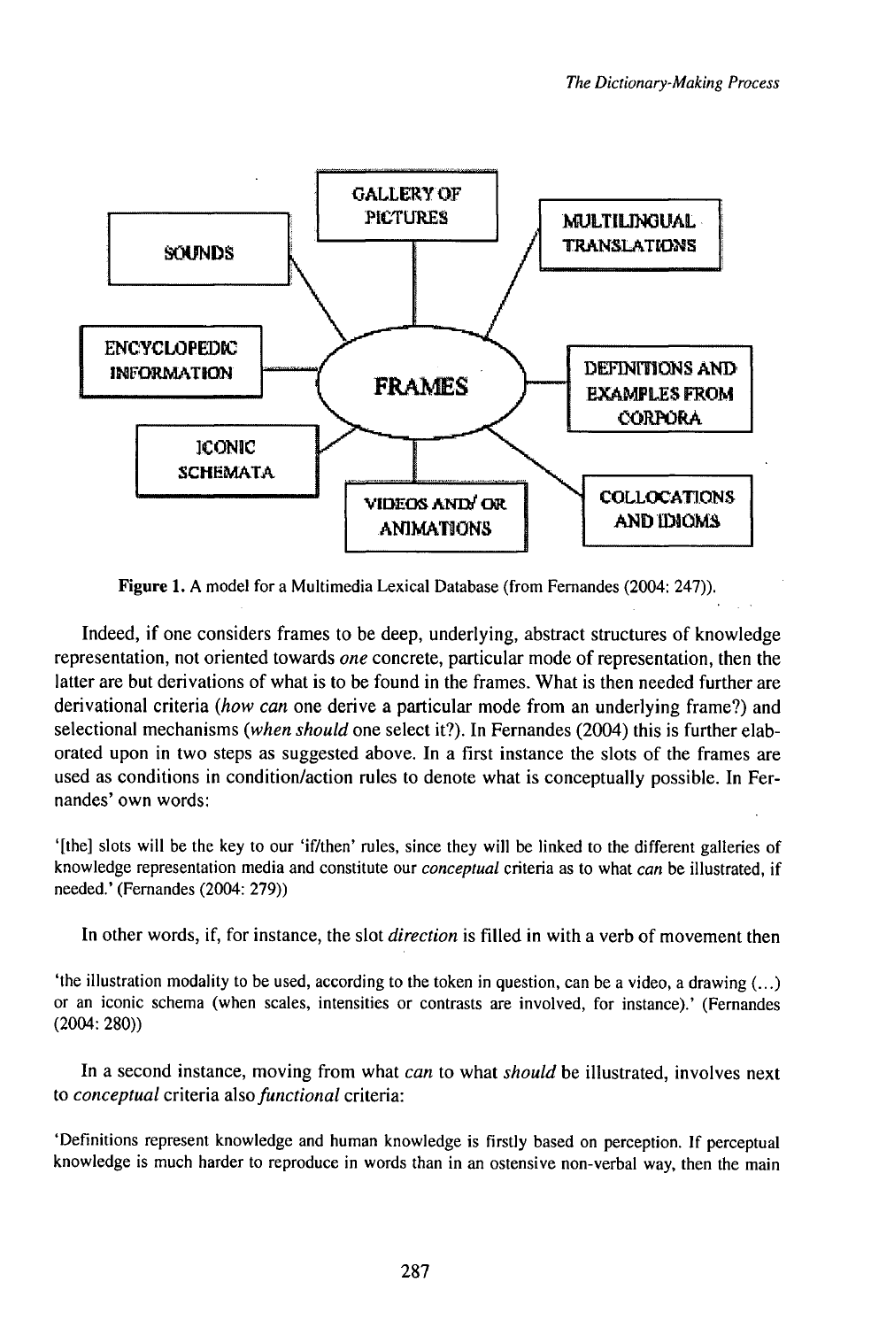Figure 1. A model for a Multimedia Lexical Database (from Fernandes (2004: 247)).

Indeed, if one considers frames to be deep, underlying, abstract structures of knowledge representation, not oriented towards *one* concrete, particular mode of representation, then the latter are but derivations of what is to be found in the frames. What is then needed further are derivational criteria (*how can* one derive a particular mode from an underlying frame?) and selectional mechanisms (*when should* one select it?). In Fernandes (2004) this is further elaborated upon in two steps as suggested above. In a first instance the slots of the frames are used as conditions in condition/action rules to denote what is conceptually possible. In Fernandes' own words:

'[the] slots will be the key to our 'if/then' rules, since they will be linked to the different galleries of knowledge representation media and constitute our *conceptual* criteria as to what *can* be illustrated, if needed.' (Fernandes (2004: 279))

In other words, if, for instance, the slot *direction* is filled in with a verb of movement then

'the illustration modality to be used, according to the token in question, can be a video, a drawing (...) or an iconic schema (when scales, intensities or contrasts are involved, for instance).' (Fernandes (2004: 280))

In a second instance, moving from what *can* to what *should* be illustrated, involves next to *conceptual* criteria also *functional* criteria:

'Definitions represent knowledge and human knowledge is firstly based on perception. If perceptual knowledge is much harder to reproduce in words than in an ostensive non-verbal way, then the main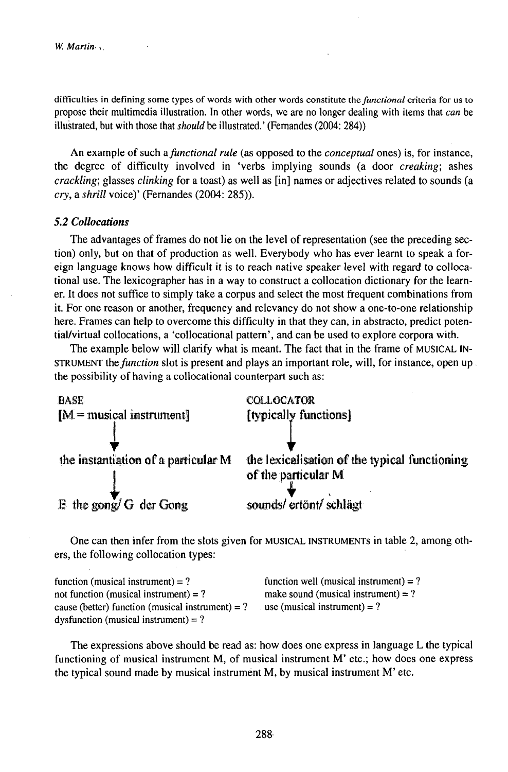difficulties in defining some types of words with other words constitute the *functional* criteria for us to propose their multimedia illustration. In other words, we are no longer dealing with items that *can* be illustrated, but with those that *should* be illustrated.' (Fernandes (2004: 284))

An example of such a *functional rule* (as opposed to the *conceptual* ones) is, for instance, the degree of difficulty involved in 'verbs implying sounds (a door *creaking*; ashes *crackling*; glasses *clinking* for a toast) as well as [in] names or adjectives related to sounds (a *cry*, a *shrill* voice)' (Fernandes (2004: 285)).

### *5.2 Collocations*

The advantages of frames do not lie on the level of representation (see the preceding section) only, but on that of production as well. Everybody who has ever learnt to speak a foreign language knows how difficult it is to reach native speaker level with regard to collocational use. The lexicographer has in a way to construct a collocation dictionary for the learner. It does not suffice to simply take a corpus and select the most frequent combinations from it. For one reason or another, frequency and relevancy do not show a one-to-one relationship here. Frames can help to overcome this difficulty in that they can, in abstracto, predict potential/virtual collocations, a 'collocational pattern', and can be used to explore corpora with.

The example below will clarify what is meant. The fact that in the frame of MUSICAL INSTRUMENT the *function* slot is present and plays an important role, will, for instance, open up the possibility of having a collocational counterpart such as:

| BASE | COLLOCATOR |
|---|---|
| [M = musical instrument] | [typically functions] |
| ↓ | ↓ |
| the instantiation of a particular M | the lexicalisation of the typical functioning of the particular M |
| ↓ | ↓ |
| E the gong/ G der Gong | sounds/ ertönt/ schlägt |

One can then infer from the slots given for MUSICAL INSTRUMENTs in table 2, among others, the following collocation types:

function (musical instrument) = ?
not function (musical instrument) = ?
cause (better) function (musical instrument) = ?
dysfunction (musical instrument) = ?
function well (musical instrument) = ?
make sound (musical instrument) = ?
use (musical instrument) = ?

The expressions above should be read as: how does one express in language L the typical functioning of musical instrument M, of musical instrument M' etc.; how does one express the typical sound made by musical instrument M, by musical instrument M' etc.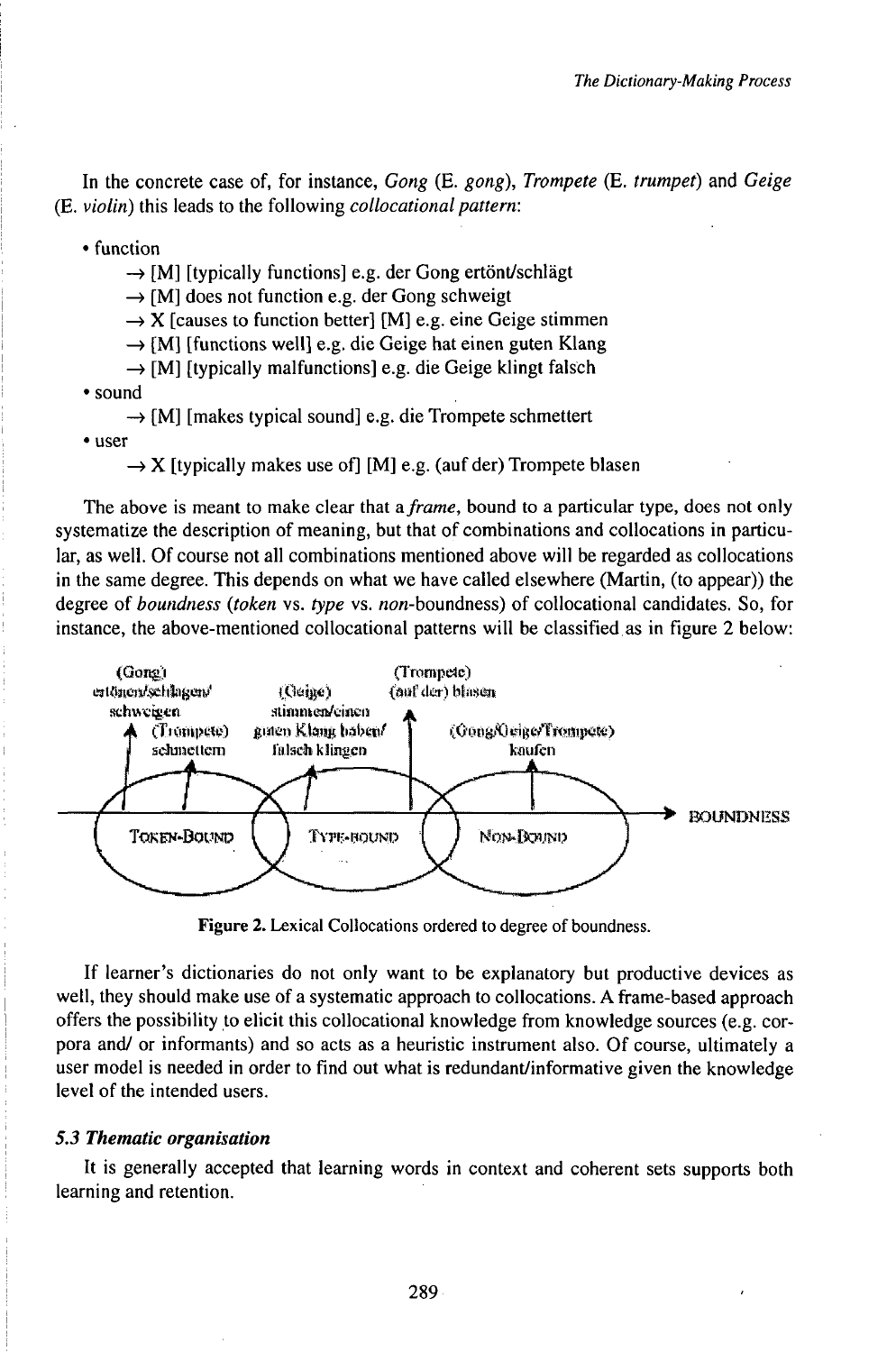In the concrete case of, for instance, *Gong* (E. *gong*), *Trompete* (E. *trumpet*) and *Geige* (E. *violin*) this leads to the following *collocational pattern*:

- function
  - → [M] [typically functions] e.g. der Gong ertönt/schlägt
  - → [M] does not function e.g. der Gong schweigt
  - → X [causes to function better] [M] e.g. eine Geige stimmen
  - → [M] [functions well] e.g. die Geige hat einen guten Klang
  - → [M] [typically malfunctions] e.g. die Geige klingt falsch
- sound
  - → [M] [makes typical sound] e.g. die Trompete schmettert
- user
  - → X [typically makes use of] [M] e.g. (auf der) Trompete blasen

The above is meant to make clear that a *frame*, bound to a particular type, does not only systematize the description of meaning, but that of combinations and collocations in particular, as well. Of course not all combinations mentioned above will be regarded as collocations in the same degree. This depends on what we have called elsewhere (Martin, (to appear)) the degree of *boundness* (*token* vs. *type* vs. *non*-boundness) of collocational candidates. So, for instance, the above-mentioned collocational patterns will be classified as in figure 2 below:

Figure 2. Lexical Collocations ordered to degree of boundness.

If learner's dictionaries do not only want to be explanatory but productive devices as well, they should make use of a systematic approach to collocations. A frame-based approach offers the possibility to elicit this collocational knowledge from knowledge sources (e.g. corpora and/ or informants) and so acts as a heuristic instrument also. Of course, ultimately a user model is needed in order to find out what is redundant/informative given the knowledge level of the intended users.

### *5.3 Thematic organisation*

It is generally accepted that learning words in context and coherent sets supports both learning and retention.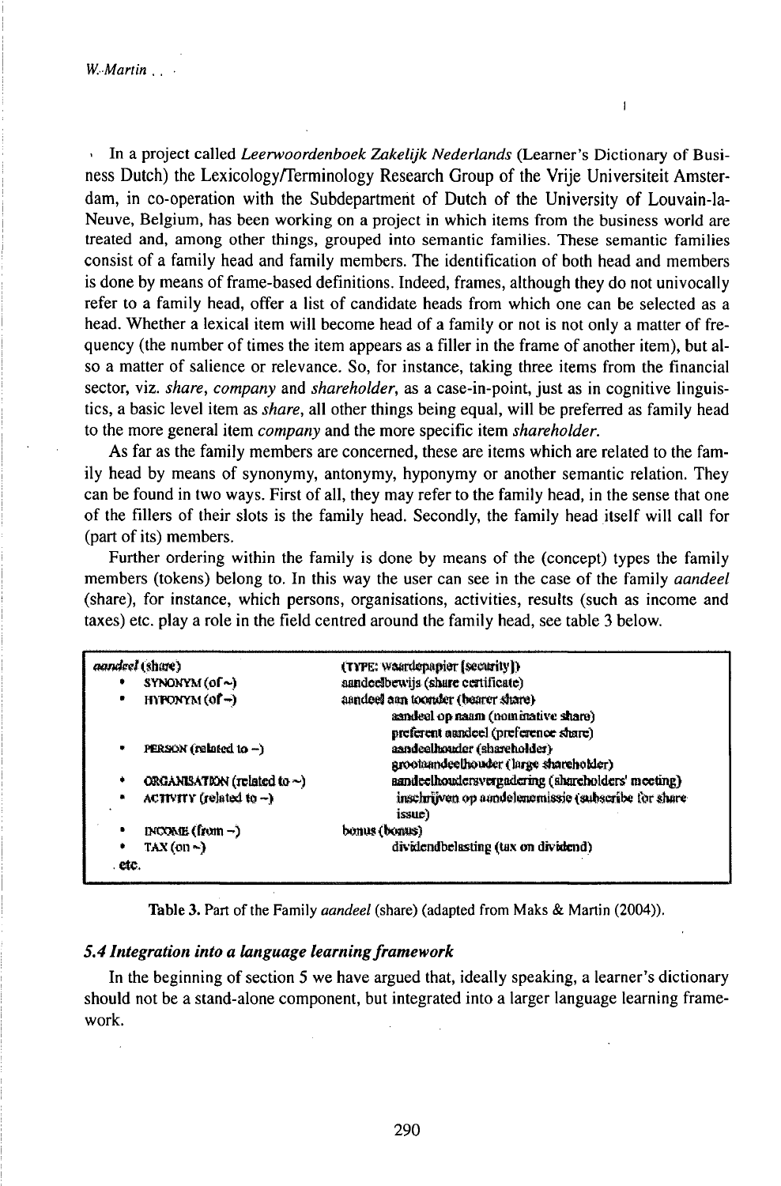In a project called *Leerwoordenboek Zakelijk Nederlands* (Learner's Dictionary of Business Dutch) the Lexicology/Terminology Research Group of the Vrije Universiteit Amsterdam, in co-operation with the Subdepartment of Dutch of the University of Louvain-la-Neuve, Belgium, has been working on a project in which items from the business world are treated and, among other things, grouped into semantic families. These semantic families consist of a family head and family members. The identification of both head and members is done by means of frame-based definitions. Indeed, frames, although they do not univocally refer to a family head, offer a list of candidate heads from which one can be selected as a head. Whether a lexical item will become head of a family or not is not only a matter of frequency (the number of times the item appears as a filler in the frame of another item), but also a matter of salience or relevance. So, for instance, taking three items from the financial sector, viz. *share*, *company* and *shareholder*, as a case-in-point, just as in cognitive linguistics, a basic level item as *share*, all other things being equal, will be preferred as family head to the more general item *company* and the more specific item *shareholder*.

As far as the family members are concerned, these are items which are related to the family head by means of synonymy, antonymy, hyponymy or another semantic relation. They can be found in two ways. First of all, they may refer to the family head, in the sense that one of the fillers of their slots is the family head. Secondly, the family head itself will call for (part of its) members.

Further ordering within the family is done by means of the (concept) types the family members (tokens) belong to. In this way the user can see in the case of the family *aandeel* (share), for instance, which persons, organisations, activities, results (such as income and taxes) etc. play a role in the field centred around the family head, see table 3 below.

| *aandeel* (share) | (TYPE: waardepapier [security]) |
|---|---|
| • SYNONYM (of ~) | aandeelbewijs (share certificate) |
| • HYPONYM (of ~) | aandeel aan toonder (bearer share) |
| | aandeel op naam (nominative share) |
| | preferent aandeel (preference share) |
| • PERSON (related to ~) | aandeelhouder (shareholder) |
| | grootaandeelhouder (large shareholder) |
| • ORGANISATION (related to ~) | aandeelhoudersvergadering (shareholders' meeting) |
| • ACTIVITY (related to ~) | inschrijven op aandelenemissie (subscribe for share issue) |
| • INCOME (from ~) | bonus (bonus) |
| • TAX (on ~) | dividendbelasting (tax on dividend) |
| etc. | |

Table 3. Part of the Family *aandeel* (share) (adapted from Maks & Martin (2004)).

### *5.4 Integration into a language learning framework*

In the beginning of section 5 we have argued that, ideally speaking, a learner's dictionary should not be a stand-alone component, but integrated into a larger language learning framework.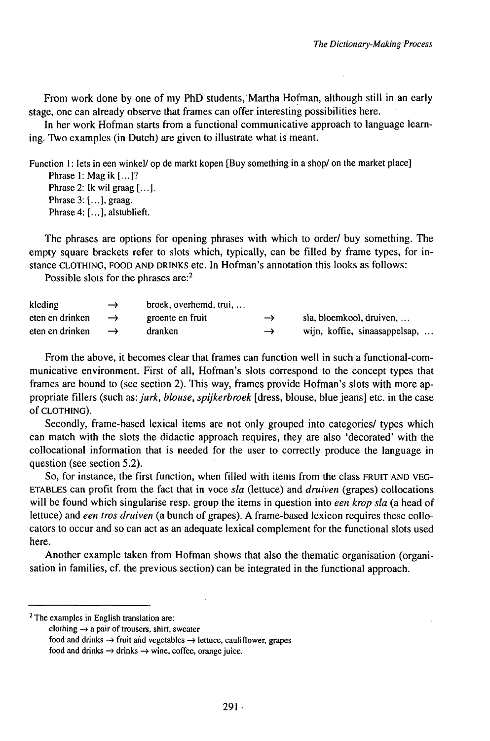From work done by one of my PhD students, Martha Hofman, although still in an early stage, one can already observe that frames can offer interesting possibilities here.

In her work Hofman starts from a functional communicative approach to language learning. Two examples (in Dutch) are given to illustrate what is meant.

Function 1: Iets in een winkel/ op de markt kopen [Buy something in a shop/ on the market place]

Phrase 1: Mag ik [...]?
Phrase 2: Ik wil graag [...].
Phrase 3: [...], graag.
Phrase 4: [...], alstublieft.

The phrases are options for opening phrases with which to order/ buy something. The empty square brackets refer to slots which, typically, can be filled by frame types, for instance CLOTHING, FOOD AND DRINKS etc. In Hofman's annotation this looks as follows:

Possible slots for the phrases are:[2]

| | | | | |
|---|---|---|---|---|
| kleding | → | broek, overhemd, trui, ... | | |
| eten en drinken | → | groente en fruit | → | sla, bloemkool, druiven, ... |
| eten en drinken | → | dranken | → | wijn, koffie, sinaasappelsap, ... |

From the above, it becomes clear that frames can function well in such a functional-communicative environment. First of all, Hofman's slots correspond to the concept types that frames are bound to (see section 2). This way, frames provide Hofman's slots with more appropriate fillers (such as: *jurk, blouse, spijkerbroek* [dress, blouse, blue jeans] etc. in the case of CLOTHING).

Secondly, frame-based lexical items are not only grouped into categories/ types which can match with the slots the didactic approach requires, they are also 'decorated' with the collocational information that is needed for the user to correctly produce the language in question (see section 5.2).

So, for instance, the first function, when filled with items from the class FRUIT AND VEGETABLES can profit from the fact that in voce *sla* (lettuce) and *druiven* (grapes) collocations will be found which singularise resp. group the items in question into *een krop sla* (a head of lettuce) and *een tros druiven* (a bunch of grapes). A frame-based lexicon requires these collocators to occur and so can act as an adequate lexical complement for the functional slots used here.

Another example taken from Hofman shows that also the thematic organisation (organisation in families, cf. the previous section) can be integrated in the functional approach.

---

[2] The examples in English translation are:
clothing → a pair of trousers, shirt, sweater
food and drinks → fruit and vegetables → lettuce, cauliflower, grapes
food and drinks → drinks → wine, coffee, orange juice.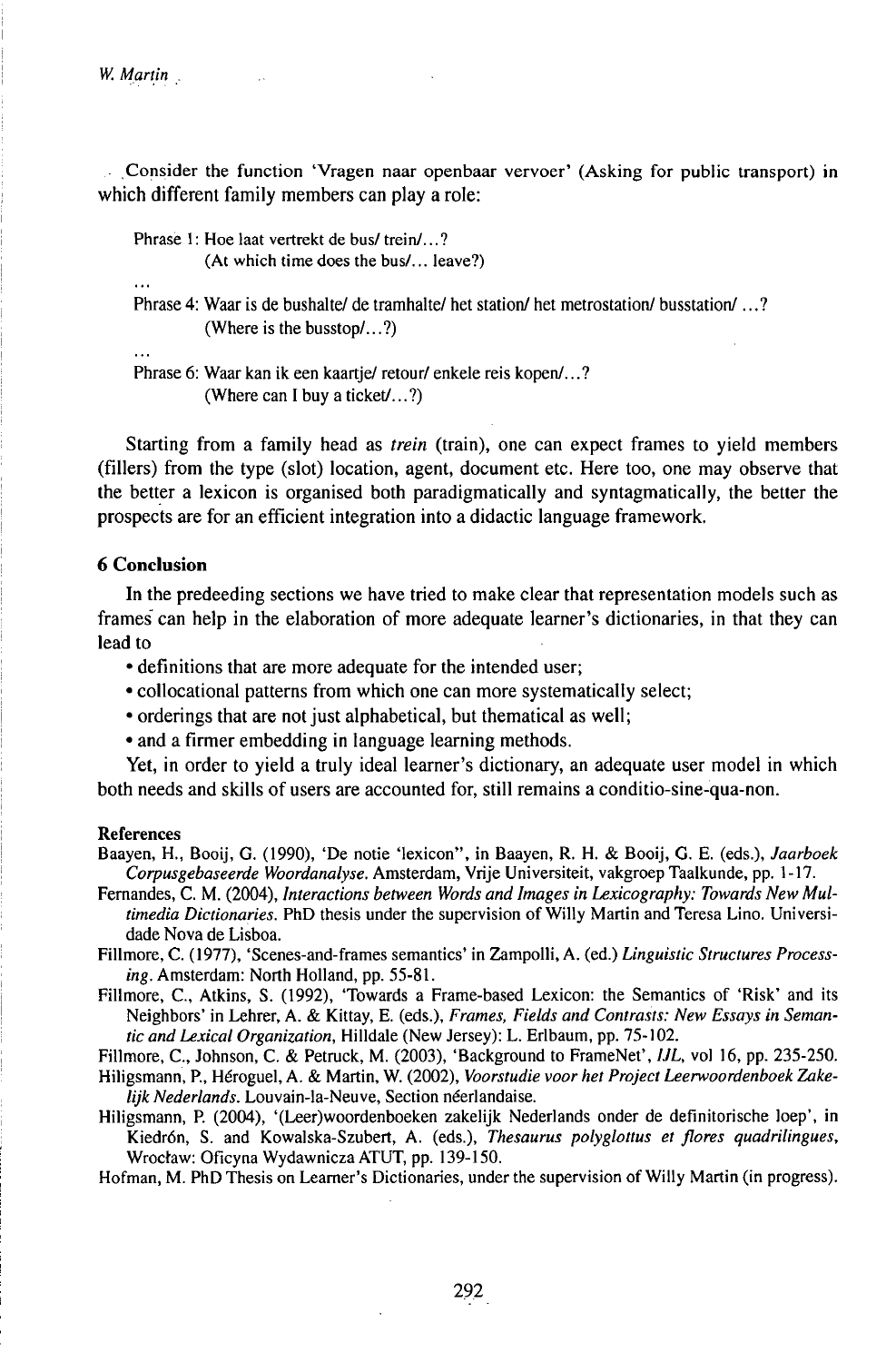Consider the function 'Vragen naar openbaar vervoer' (Asking for public transport) in which different family members can play a role:

Phrase 1: Hoe laat vertrekt de bus/ trein/...?
(At which time does the bus/... leave?)

...

Phrase 4: Waar is de bushalte/ de tramhalte/ het station/ het metrostation/ busstation/ ...?
(Where is the busstop/...?)

...

Phrase 6: Waar kan ik een kaartje/ retour/ enkele reis kopen/...?
(Where can I buy a ticket/...?)

Starting from a family head as *trein* (train), one can expect frames to yield members (fillers) from the type (slot) location, agent, document etc. Here too, one may observe that the better a lexicon is organised both paradigmatically and syntagmatically, the better the prospects are for an efficient integration into a didactic language framework.

## 6 Conclusion

In the predeeding sections we have tried to make clear that representation models such as frames can help in the elaboration of more adequate learner's dictionaries, in that they can lead to

- definitions that are more adequate for the intended user;
- collocational patterns from which one can more systematically select;
- orderings that are not just alphabetical, but thematical as well;
- and a firmer embedding in language learning methods.

Yet, in order to yield a truly ideal learner's dictionary, an adequate user model in which both needs and skills of users are accounted for, still remains a conditio-sine-qua-non.

## References

Baayen, H., Booij, G. (1990), 'De notie 'lexicon'', in Baayen, R. H. & Booij, G. E. (eds.), *Jaarboek Corpusgebaseerde Woordanalyse*. Amsterdam, Vrije Universiteit, vakgroep Taalkunde, pp. 1-17.

Fernandes, C. M. (2004), *Interactions between Words and Images in Lexicography: Towards New Multimedia Dictionaries*. PhD thesis under the supervision of Willy Martin and Teresa Lino. Universidade Nova de Lisboa.

Fillmore, C. (1977), 'Scenes-and-frames semantics' in Zampolli, A. (ed.) *Linguistic Structures Processing*. Amsterdam: North Holland, pp. 55-81.

Fillmore, C., Atkins, S. (1992), 'Towards a Frame-based Lexicon: the Semantics of 'Risk' and its Neighbors' in Lehrer, A. & Kittay, E. (eds.), *Frames, Fields and Contrasts: New Essays in Semantic and Lexical Organization*, Hilldale (New Jersey): L. Erlbaum, pp. 75-102.

Fillmore, C., Johnson, C. & Petruck, M. (2003), 'Background to FrameNet', *IJL*, vol 16, pp. 235-250.

Hiligsmann, P., Héroguel, A. & Martin, W. (2002), *Voorstudie voor het Project Leerwoordenboek Zakelijk Nederlands*. Louvain-la-Neuve, Section néerlandaise.

Hiligsmann, P. (2004), '(Leer)woordenboeken zakelijk Nederlands onder de definitorische loep', in Kiedrón, S. and Kowalska-Szubert, A. (eds.), *Thesaurus polyglottus et flores quadrilingues*, Wrocław: Oficyna Wydawnicza ATUT, pp. 139-150.

Hofman, M. PhD Thesis on Learner's Dictionaries, under the supervision of Willy Martin (in progress).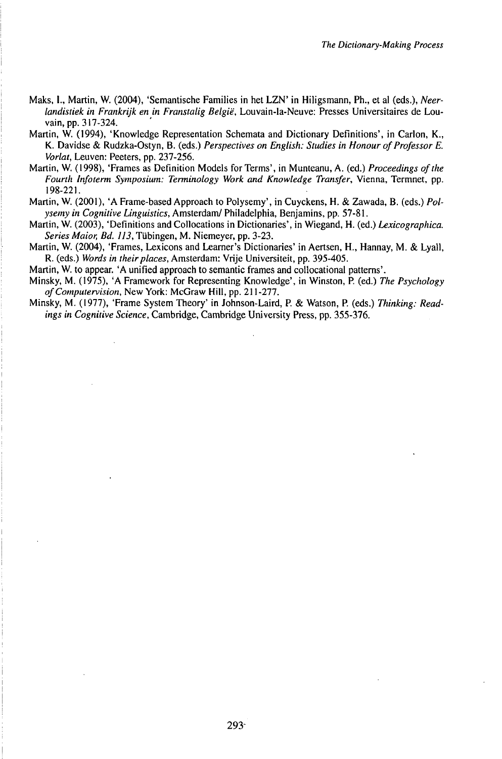Maks, I., Martin, W. (2004), 'Semantische Families in het LZN' in Hiligsmann, Ph., et al (eds.), *Neerlandistiek in Frankrijk en in Franstalig België*, Louvain-la-Neuve: Presses Universitaires de Louvain, pp. 317-324.

Martin, W. (1994), 'Knowledge Representation Schemata and Dictionary Definitions', in Carlon, K., K. Davidse & Rudzka-Ostyn, B. (eds.) *Perspectives on English: Studies in Honour of Professor E. Vorlat*, Leuven: Peeters, pp. 237-256.

Martin, W. (1998), 'Frames as Definition Models for Terms', in Munteanu, A. (ed.) *Proceedings of the Fourth Infoterm Symposium: Terminology Work and Knowledge Transfer*, Vienna, Termnet, pp. 198-221.

Martin, W. (2001), 'A Frame-based Approach to Polysemy', in Cuyckens, H. & Zawada, B. (eds.) *Polysemy in Cognitive Linguistics*, Amsterdam/ Philadelphia, Benjamins, pp. 57-81.

Martin, W. (2003), 'Definitions and Collocations in Dictionaries', in Wiegand, H. (ed.) *Lexicographica. Series Maior, Bd. 113*, Tübingen, M. Niemeyer, pp. 3-23.

Martin, W. (2004), 'Frames, Lexicons and Learner's Dictionaries' in Aertsen, H., Hannay, M. & Lyall, R. (eds.) *Words in their places*, Amsterdam: Vrije Universiteit, pp. 395-405.

Martin, W. to appear. 'A unified approach to semantic frames and collocational patterns'.

Minsky, M. (1975), 'A Framework for Representing Knowledge', in Winston, P. (ed.) *The Psychology of Computervision*, New York: McGraw Hill, pp. 211-277.

Minsky, M. (1977), 'Frame System Theory' in Johnson-Laird, P. & Watson, P. (eds.) *Thinking: Readings in Cognitive Science*, Cambridge, Cambridge University Press, pp. 355-376.